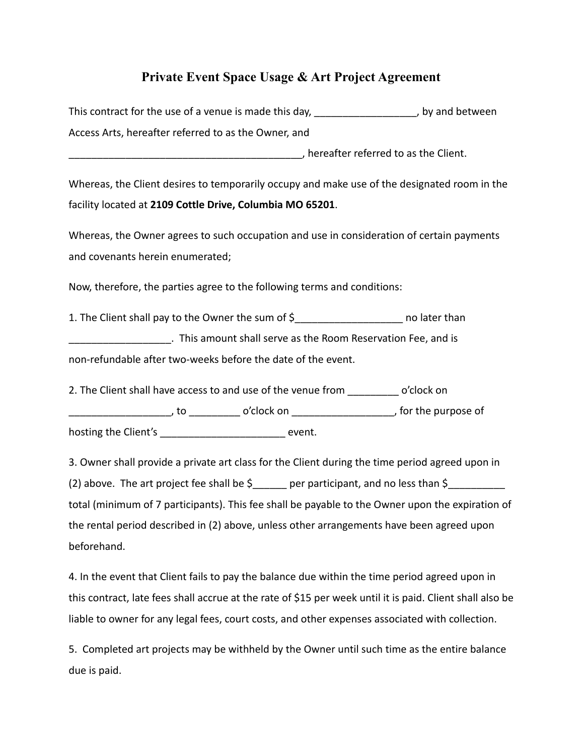# Private Event Space Usage & Art Project Agreement

This contract for the use of a venue is made this day, __________________, by and between Access Arts, hereafter referred to as the Owner, and __________________________________________, hereafter referred to as the Client.

Whereas, the Client desires to temporarily occupy and make use of the designated room in the facility located at **2109 Cottle Drive, Columbia MO 65201**.

Whereas, the Owner agrees to such occupation and use in consideration of certain payments and covenants herein enumerated;

Now, therefore, the parties agree to the following terms and conditions:

1. The Client shall pay to the Owner the sum of $___________________ no later than __________________. This amount shall serve as the Room Reservation Fee, and is non-refundable after two-weeks before the date of the event.

2. The Client shall have access to and use of the venue from _________ o'clock on __________________, to _________ o'clock on __________________, for the purpose of hosting the Client's ______________________ event.

3. Owner shall provide a private art class for the Client during the time period agreed upon in (2) above. The art project fee shall be $______ per participant, and no less than $__________ total (minimum of 7 participants). This fee shall be payable to the Owner upon the expiration of the rental period described in (2) above, unless other arrangements have been agreed upon beforehand.

4. In the event that Client fails to pay the balance due within the time period agreed upon in this contract, late fees shall accrue at the rate of $15 per week until it is paid. Client shall also be liable to owner for any legal fees, court costs, and other expenses associated with collection.

5. Completed art projects may be withheld by the Owner until such time as the entire balance due is paid.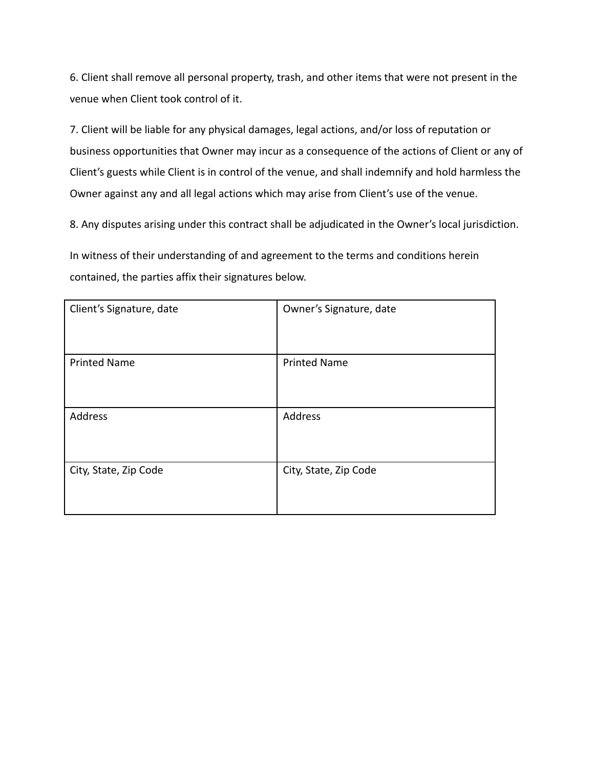6. Client shall remove all personal property, trash, and other items that were not present in the venue when Client took control of it.

7. Client will be liable for any physical damages, legal actions, and/or loss of reputation or business opportunities that Owner may incur as a consequence of the actions of Client or any of Client's guests while Client is in control of the venue, and shall indemnify and hold harmless the Owner against any and all legal actions which may arise from Client's use of the venue.

8. Any disputes arising under this contract shall be adjudicated in the Owner's local jurisdiction.

In witness of their understanding of and agreement to the terms and conditions herein contained, the parties affix their signatures below.

| Client's Signature, date | Owner's Signature, date |
|---|---|
| Printed Name | Printed Name |
| Address | Address |
| City, State, Zip Code | City, State, Zip Code |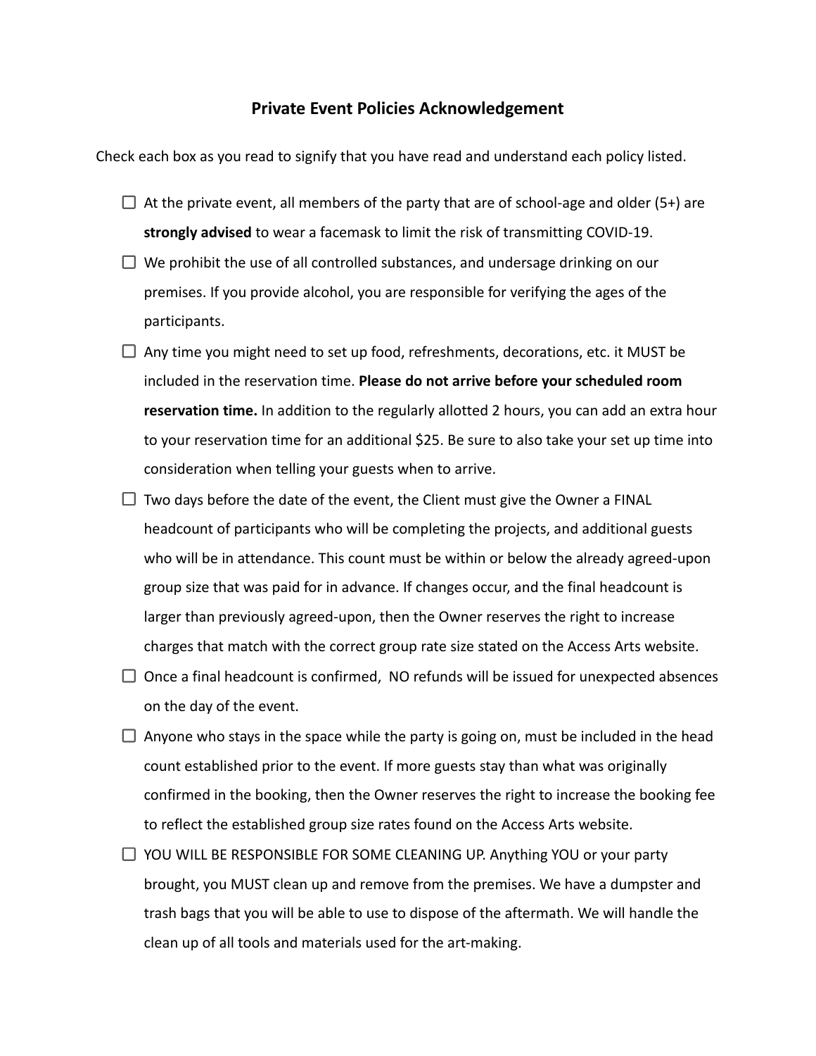## Private Event Policies Acknowledgement

Check each box as you read to signify that you have read and understand each policy listed.

- ☐ At the private event, all members of the party that are of school-age and older (5+) are **strongly advised** to wear a facemask to limit the risk of transmitting COVID-19.
- ☐ We prohibit the use of all controlled substances, and undersage drinking on our premises. If you provide alcohol, you are responsible for verifying the ages of the participants.
- ☐ Any time you might need to set up food, refreshments, decorations, etc. it MUST be included in the reservation time. **Please do not arrive before your scheduled room reservation time.** In addition to the regularly allotted 2 hours, you can add an extra hour to your reservation time for an additional $25. Be sure to also take your set up time into consideration when telling your guests when to arrive.
- ☐ Two days before the date of the event, the Client must give the Owner a FINAL headcount of participants who will be completing the projects, and additional guests who will be in attendance. This count must be within or below the already agreed-upon group size that was paid for in advance. If changes occur, and the final headcount is larger than previously agreed-upon, then the Owner reserves the right to increase charges that match with the correct group rate size stated on the Access Arts website.
- ☐ Once a final headcount is confirmed, NO refunds will be issued for unexpected absences on the day of the event.
- ☐ Anyone who stays in the space while the party is going on, must be included in the head count established prior to the event. If more guests stay than what was originally confirmed in the booking, then the Owner reserves the right to increase the booking fee to reflect the established group size rates found on the Access Arts website.
- ☐ YOU WILL BE RESPONSIBLE FOR SOME CLEANING UP. Anything YOU or your party brought, you MUST clean up and remove from the premises. We have a dumpster and trash bags that you will be able to use to dispose of the aftermath. We will handle the clean up of all tools and materials used for the art-making.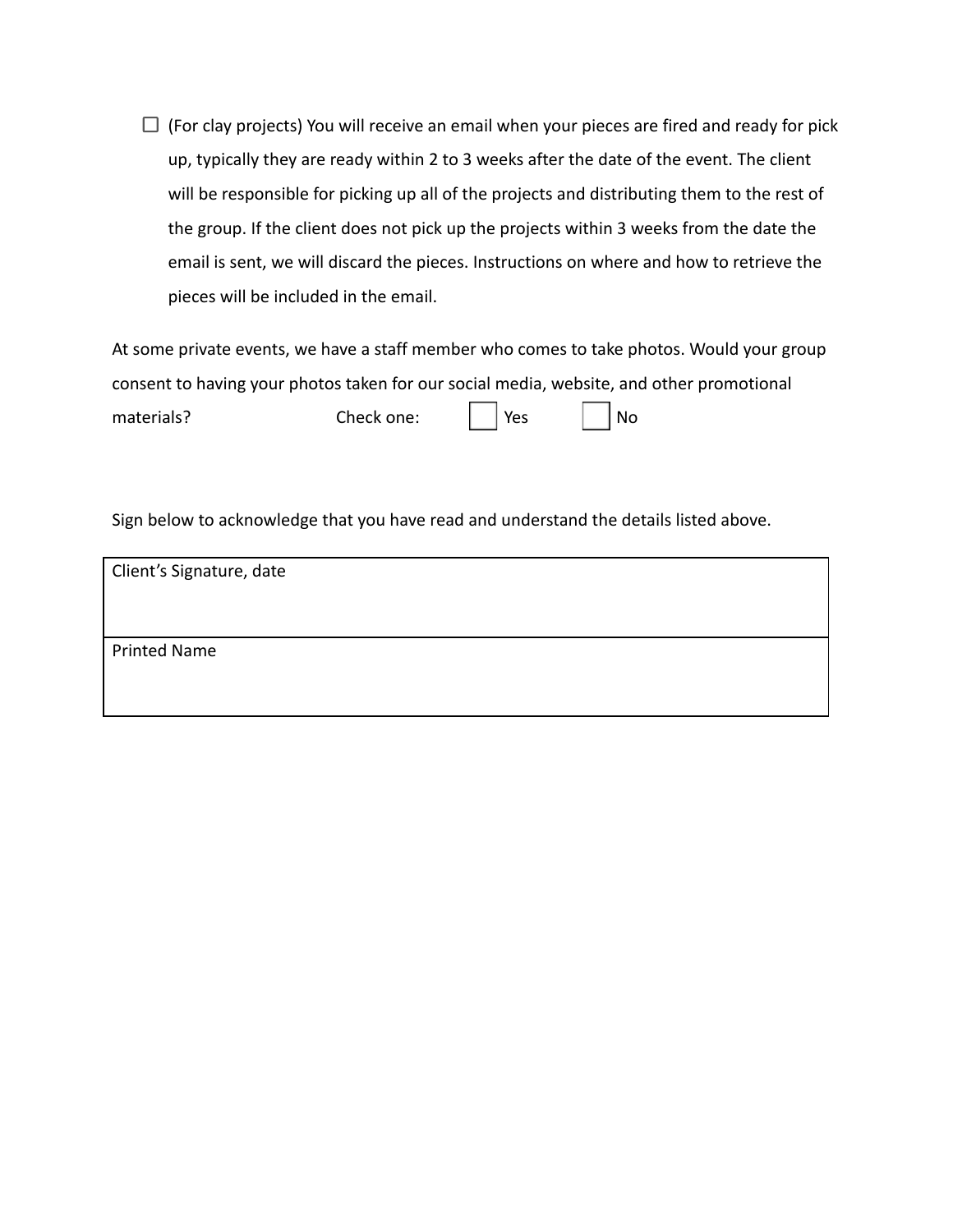- [ ] (For clay projects) You will receive an email when your pieces are fired and ready for pick up, typically they are ready within 2 to 3 weeks after the date of the event. The client will be responsible for picking up all of the projects and distributing them to the rest of the group. If the client does not pick up the projects within 3 weeks from the date the email is sent, we will discard the pieces. Instructions on where and how to retrieve the pieces will be included in the email.

At some private events, we have a staff member who comes to take photos. Would your group consent to having your photos taken for our social media, website, and other promotional materials? Check one: ☐ Yes ☐ No

Sign below to acknowledge that you have read and understand the details listed above.

| |
|---|
| Client's Signature, date |
| Printed Name |